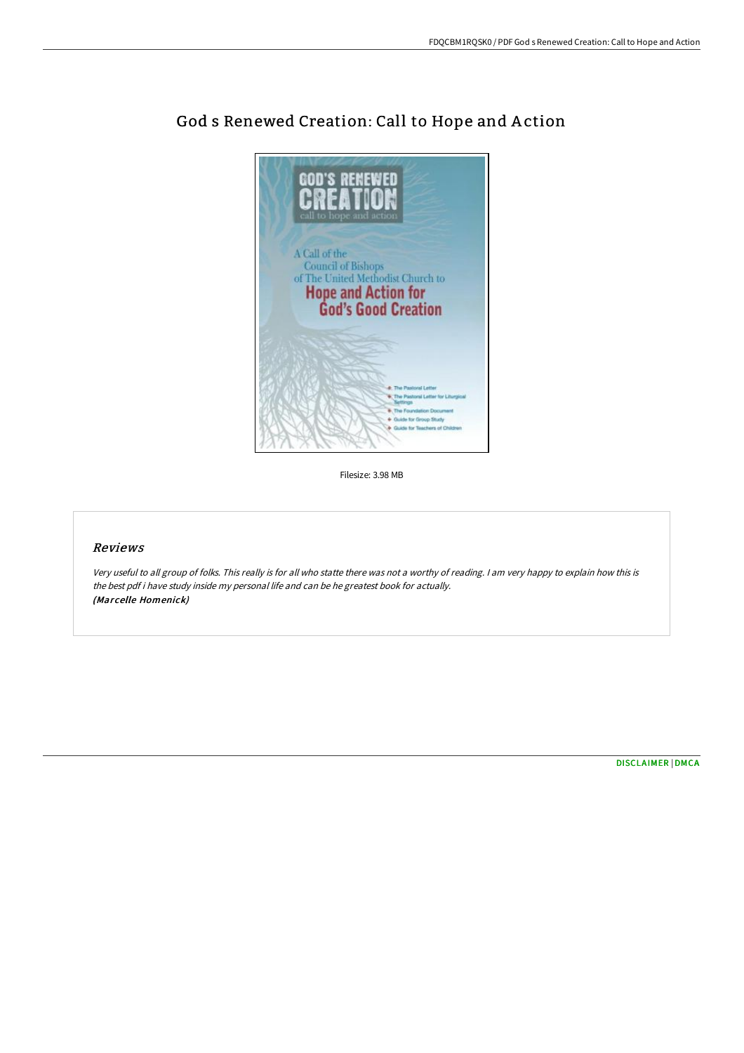# God s Renewed Creation: Call to Hope and Action

Filesize: 3.98 MB

## Reviews

*Very useful to all group of folks. This really is for all who statte there was not a worthy of reading. I am very happy to explain how this is the best pdf i have study inside my personal life and can be he greatest book for actually.*
*(Marcelle Homenick)*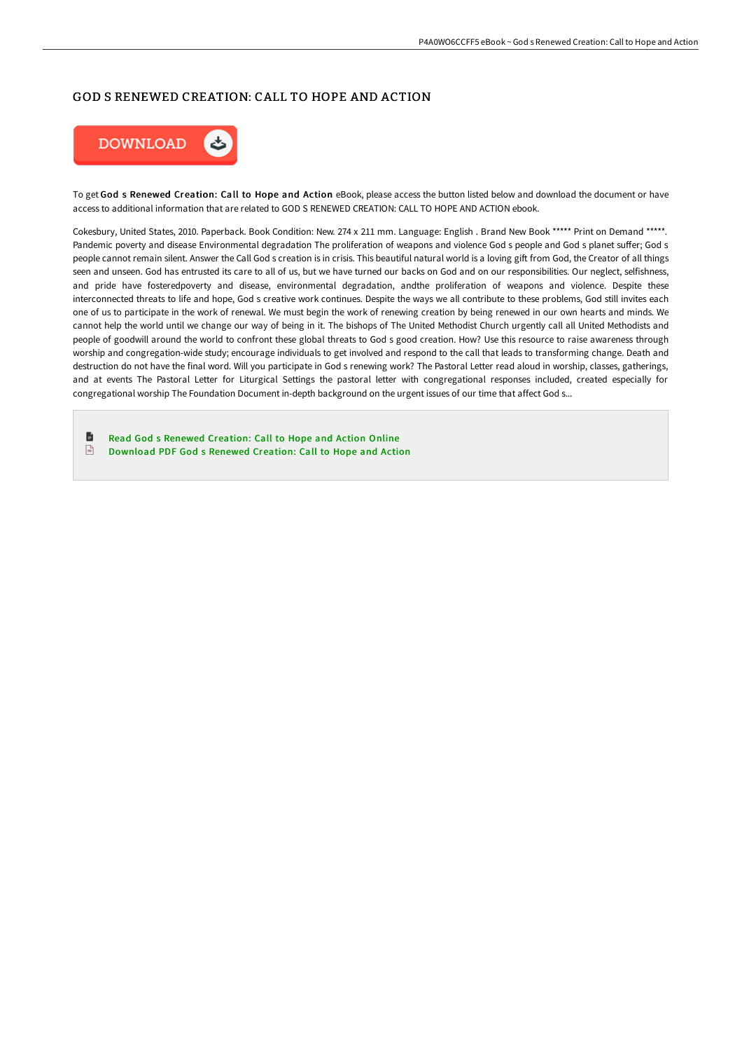# GOD S RENEWED CREATION: CALL TO HOPE AND ACTION

DOWNLOAD

To get **God s Renewed Creation: Call to Hope and Action** eBook, please access the button listed below and download the document or have access to additional information that are related to GOD S RENEWED CREATION: CALL TO HOPE AND ACTION ebook.

Cokesbury, United States, 2010. Paperback. Book Condition: New. 274 x 211 mm. Language: English . Brand New Book ***** Print on Demand *****. Pandemic poverty and disease Environmental degradation The proliferation of weapons and violence God s people and God s planet suffer; God s people cannot remain silent. Answer the Call God s creation is in crisis. This beautiful natural world is a loving gift from God, the Creator of all things seen and unseen. God has entrusted its care to all of us, but we have turned our backs on God and on our responsibilities. Our neglect, selfishness, and pride have fosteredpoverty and disease, environmental degradation, andthe proliferation of weapons and violence. Despite these interconnected threats to life and hope, God s creative work continues. Despite the ways we all contribute to these problems, God still invites each one of us to participate in the work of renewal. We must begin the work of renewing creation by being renewed in our own hearts and minds. We cannot help the world until we change our way of being in it. The bishops of The United Methodist Church urgently call all United Methodists and people of goodwill around the world to confront these global threats to God s good creation. How? Use this resource to raise awareness through worship and congregation-wide study; encourage individuals to get involved and respond to the call that leads to transforming change. Death and destruction do not have the final word. Will you participate in God s renewing work? The Pastoral Letter read aloud in worship, classes, gatherings, and at events The Pastoral Letter for Liturgical Settings the pastoral letter with congregational responses included, created especially for congregational worship The Foundation Document in-depth background on the urgent issues of our time that affect God s...

- Read God s Renewed Creation: Call to Hope and Action Online
- Download PDF God s Renewed Creation: Call to Hope and Action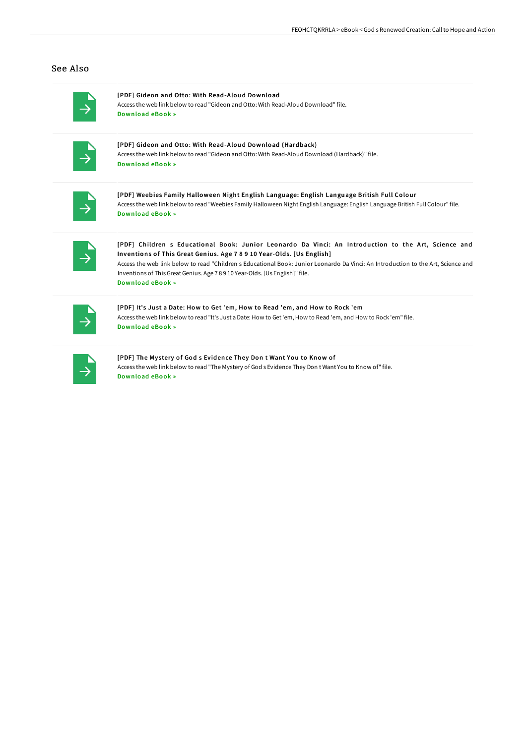## See Also

**[PDF] Gideon and Otto: With Read-Aloud Download**
Access the web link below to read "Gideon and Otto: With Read-Aloud Download" file.
Download eBook »

**[PDF] Gideon and Otto: With Read-Aloud Download (Hardback)**
Access the web link below to read "Gideon and Otto: With Read-Aloud Download (Hardback)" file.
Download eBook »

**[PDF] Weebies Family Halloween Night English Language: English Language British Full Colour**
Access the web link below to read "Weebies Family Halloween Night English Language: English Language British Full Colour" file.
Download eBook »

**[PDF] Children s Educational Book: Junior Leonardo Da Vinci: An Introduction to the Art, Science and Inventions of This Great Genius. Age 7 8 9 10 Year-Olds. [Us English]**
Access the web link below to read "Children s Educational Book: Junior Leonardo Da Vinci: An Introduction to the Art, Science and Inventions of This Great Genius. Age 7 8 9 10 Year-Olds. [Us English]" file.
Download eBook »

**[PDF] It's Just a Date: How to Get 'em, How to Read 'em, and How to Rock 'em**
Access the web link below to read "It's Just a Date: How to Get 'em, How to Read 'em, and How to Rock 'em" file.
Download eBook »

**[PDF] The Mystery of God s Evidence They Don t Want You to Know of**
Access the web link below to read "The Mystery of God s Evidence They Don t Want You to Know of" file.
Download eBook »